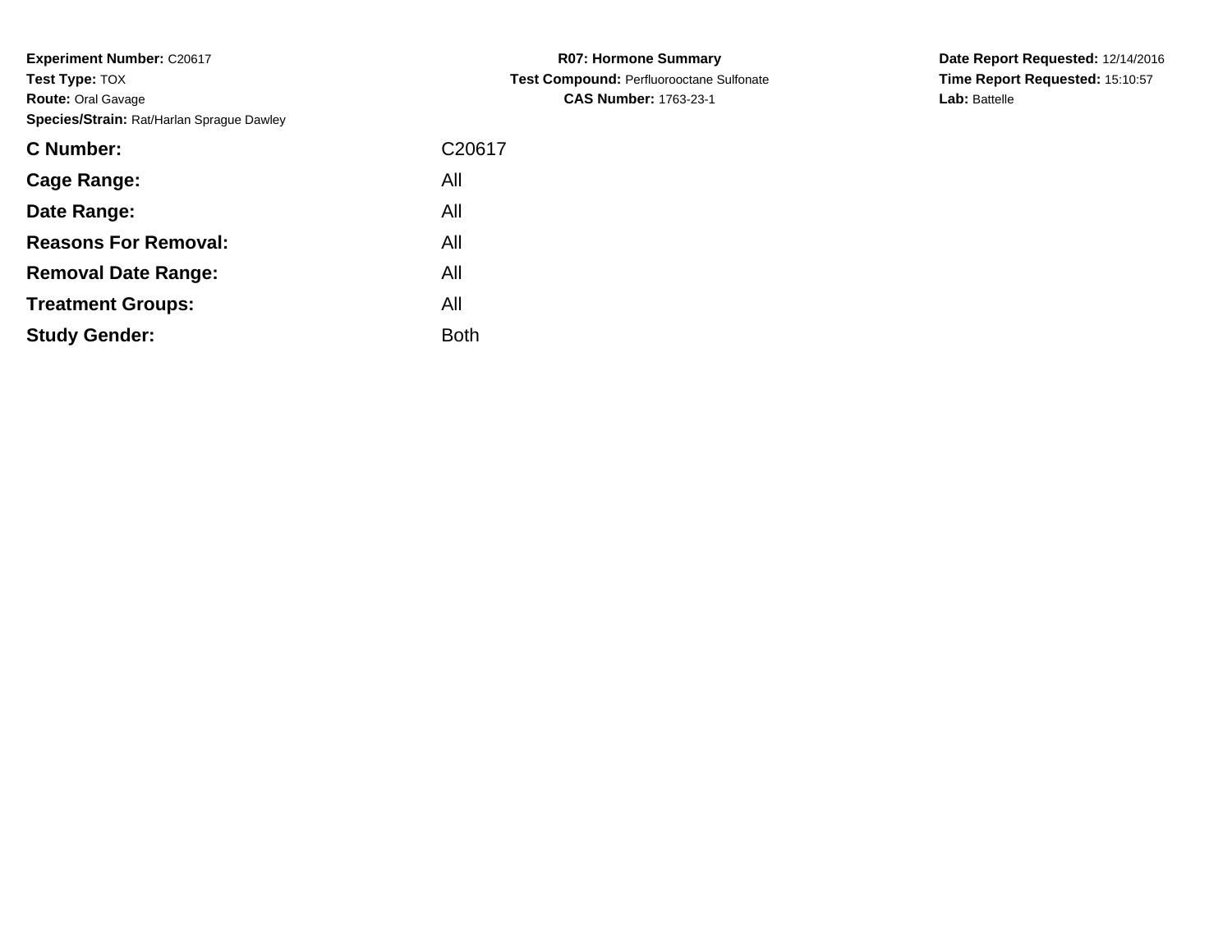**Experiment Number:** C20617
**Test Type:** TOX
**Route:** Oral Gavage
**Species/Strain:** Rat/Harlan Sprague Dawley

**R07: Hormone Summary**
**Test Compound:** Perfluorooctane Sulfonate
**CAS Number:** 1763-23-1

**Date Report Requested:** 12/14/2016
**Time Report Requested:** 15:10:57
**Lab:** Battelle

| | |
|---|---|
| **C Number:** | C20617 |
| **Cage Range:** | All |
| **Date Range:** | All |
| **Reasons For Removal:** | All |
| **Removal Date Range:** | All |
| **Treatment Groups:** | All |
| **Study Gender:** | Both |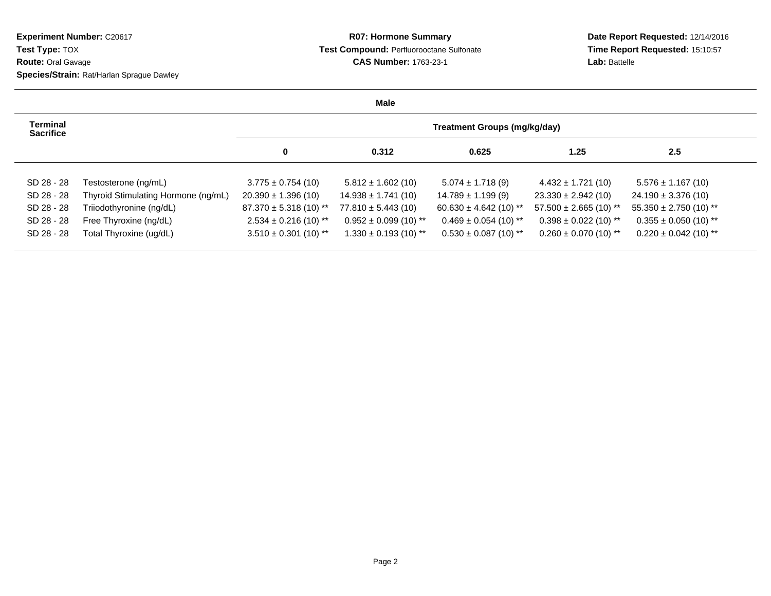**Experiment Number:** C20617
**Test Type:** TOX
**Route:** Oral Gavage
**Species/Strain:** Rat/Harlan Sprague Dawley

**R07: Hormone Summary**
**Test Compound:** Perfluorooctane Sulfonate
**CAS Number:** 1763-23-1

**Date Report Requested:** 12/14/2016
**Time Report Requested:** 15:10:57
**Lab:** Battelle

**Male**

| Terminal Sacrifice | | Treatment Groups (mg/kg/day) | | | | |
|---|---|---|---|---|---|---|
| | | 0 | 0.312 | 0.625 | 1.25 | 2.5 |
| SD 28 - 28 | Testosterone (ng/mL) | 3.775 ± 0.754 (10) | 5.812 ± 1.602 (10) | 5.074 ± 1.718 (9) | 4.432 ± 1.721 (10) | 5.576 ± 1.167 (10) |
| SD 28 - 28 | Thyroid Stimulating Hormone (ng/mL) | 20.390 ± 1.396 (10) | 14.938 ± 1.741 (10) | 14.789 ± 1.199 (9) | 23.330 ± 2.942 (10) | 24.190 ± 3.376 (10) |
| SD 28 - 28 | Triiodothyronine (ng/dL) | 87.370 ± 5.318 (10) ** | 77.810 ± 5.443 (10) | 60.630 ± 4.642 (10) ** | 57.500 ± 2.665 (10) ** | 55.350 ± 2.750 (10) ** |
| SD 28 - 28 | Free Thyroxine (ng/dL) | 2.534 ± 0.216 (10) ** | 0.952 ± 0.099 (10) ** | 0.469 ± 0.054 (10) ** | 0.398 ± 0.022 (10) ** | 0.355 ± 0.050 (10) ** |
| SD 28 - 28 | Total Thyroxine (ug/dL) | 3.510 ± 0.301 (10) ** | 1.330 ± 0.193 (10) ** | 0.530 ± 0.087 (10) ** | 0.260 ± 0.070 (10) ** | 0.220 ± 0.042 (10) ** |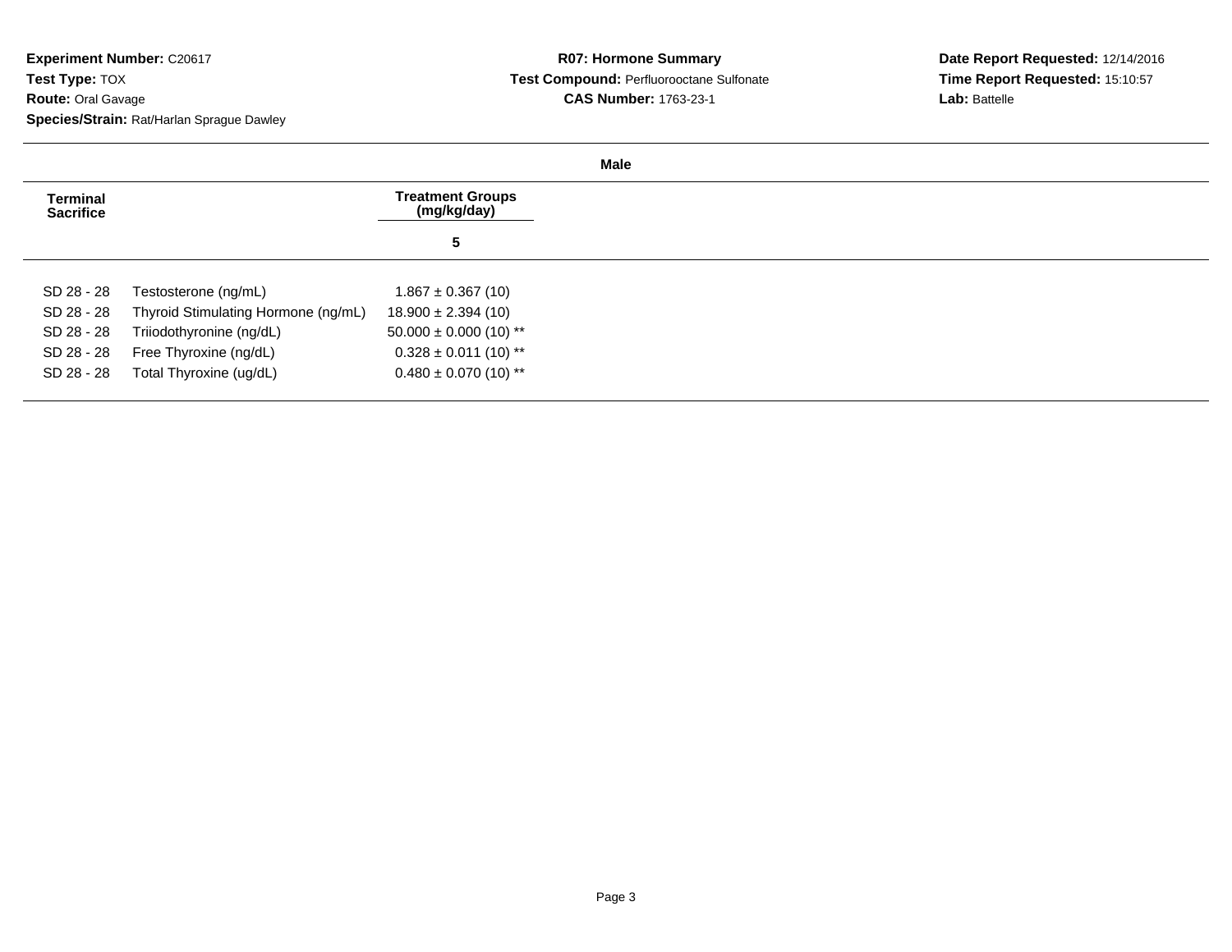**Experiment Number:** C20617
**Test Type:** TOX
**Route:** Oral Gavage
**Species/Strain:** Rat/Harlan Sprague Dawley

**R07: Hormone Summary**
**Test Compound:** Perfluorooctane Sulfonate
**CAS Number:** 1763-23-1

**Date Report Requested:** 12/14/2016
**Time Report Requested:** 15:10:57
**Lab:** Battelle

**Male**

| Terminal Sacrifice | | Treatment Groups (mg/kg/day) |
|---|---|---|
| | | 5 |
| SD 28 - 28 | Testosterone (ng/mL) | 1.867 ± 0.367 (10) |
| SD 28 - 28 | Thyroid Stimulating Hormone (ng/mL) | 18.900 ± 2.394 (10) |
| SD 28 - 28 | Triiodothyronine (ng/dL) | 50.000 ± 0.000 (10) ** |
| SD 28 - 28 | Free Thyroxine (ng/dL) | 0.328 ± 0.011 (10) ** |
| SD 28 - 28 | Total Thyroxine (ug/dL) | 0.480 ± 0.070 (10) ** |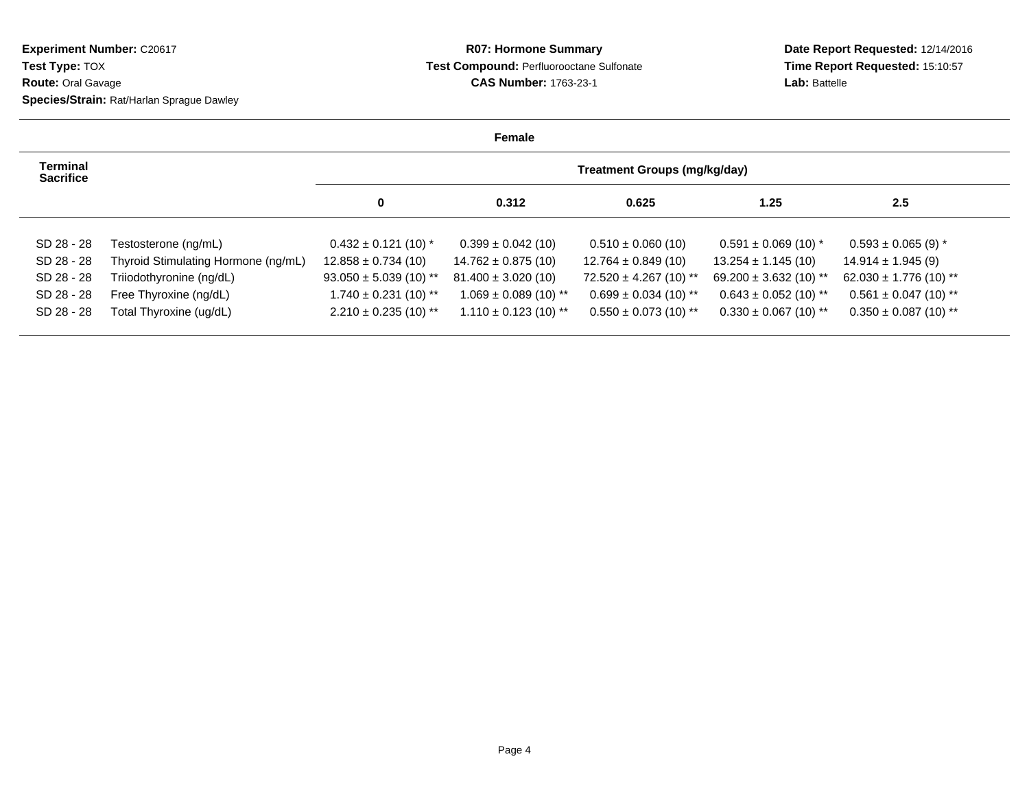**Experiment Number:** C20617
**Test Type:** TOX
**Route:** Oral Gavage
**Species/Strain:** Rat/Harlan Sprague Dawley

**R07: Hormone Summary**
**Test Compound:** Perfluorooctane Sulfonate
**CAS Number:** 1763-23-1

**Date Report Requested:** 12/14/2016
**Time Report Requested:** 15:10:57
**Lab:** Battelle

**Female**

| Terminal Sacrifice | | Treatment Groups (mg/kg/day) | | | | |
|---|---|---|---|---|---|---|
| | | 0 | 0.312 | 0.625 | 1.25 | 2.5 |
| SD 28 - 28 | Testosterone (ng/mL) | 0.432 ± 0.121 (10) * | 0.399 ± 0.042 (10) | 0.510 ± 0.060 (10) | 0.591 ± 0.069 (10) * | 0.593 ± 0.065 (9) * |
| SD 28 - 28 | Thyroid Stimulating Hormone (ng/mL) | 12.858 ± 0.734 (10) | 14.762 ± 0.875 (10) | 12.764 ± 0.849 (10) | 13.254 ± 1.145 (10) | 14.914 ± 1.945 (9) |
| SD 28 - 28 | Triiodothyronine (ng/dL) | 93.050 ± 5.039 (10) ** | 81.400 ± 3.020 (10) | 72.520 ± 4.267 (10) ** | 69.200 ± 3.632 (10) ** | 62.030 ± 1.776 (10) ** |
| SD 28 - 28 | Free Thyroxine (ng/dL) | 1.740 ± 0.231 (10) ** | 1.069 ± 0.089 (10) ** | 0.699 ± 0.034 (10) ** | 0.643 ± 0.052 (10) ** | 0.561 ± 0.047 (10) ** |
| SD 28 - 28 | Total Thyroxine (ug/dL) | 2.210 ± 0.235 (10) ** | 1.110 ± 0.123 (10) ** | 0.550 ± 0.073 (10) ** | 0.330 ± 0.067 (10) ** | 0.350 ± 0.087 (10) ** |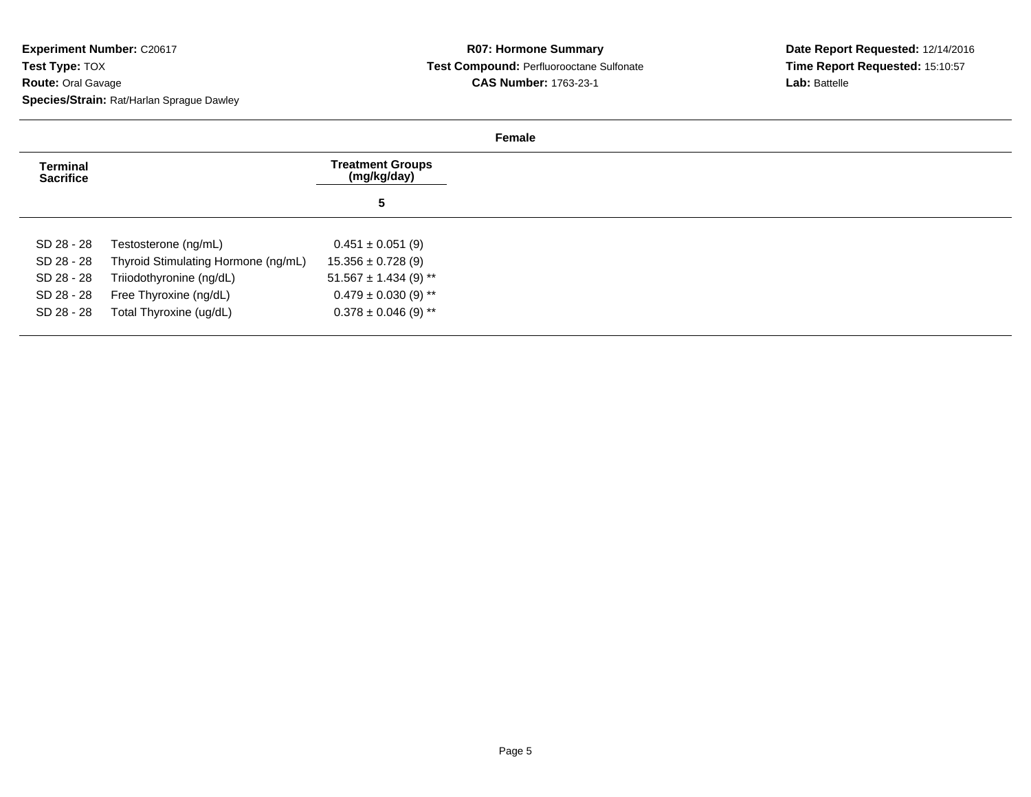**Experiment Number:** C20617
**Test Type:** TOX
**Route:** Oral Gavage
**Species/Strain:** Rat/Harlan Sprague Dawley

**R07: Hormone Summary**
**Test Compound:** Perfluorooctane Sulfonate
**CAS Number:** 1763-23-1

**Date Report Requested:** 12/14/2016
**Time Report Requested:** 15:10:57
**Lab:** Battelle

**Female**

| Terminal Sacrifice | | Treatment Groups (mg/kg/day) |
|---|---|---|
| | | 5 |
| SD 28 - 28 | Testosterone (ng/mL) | 0.451 ± 0.051 (9) |
| SD 28 - 28 | Thyroid Stimulating Hormone (ng/mL) | 15.356 ± 0.728 (9) |
| SD 28 - 28 | Triiodothyronine (ng/dL) | 51.567 ± 1.434 (9) ** |
| SD 28 - 28 | Free Thyroxine (ng/dL) | 0.479 ± 0.030 (9) ** |
| SD 28 - 28 | Total Thyroxine (ug/dL) | 0.378 ± 0.046 (9) ** |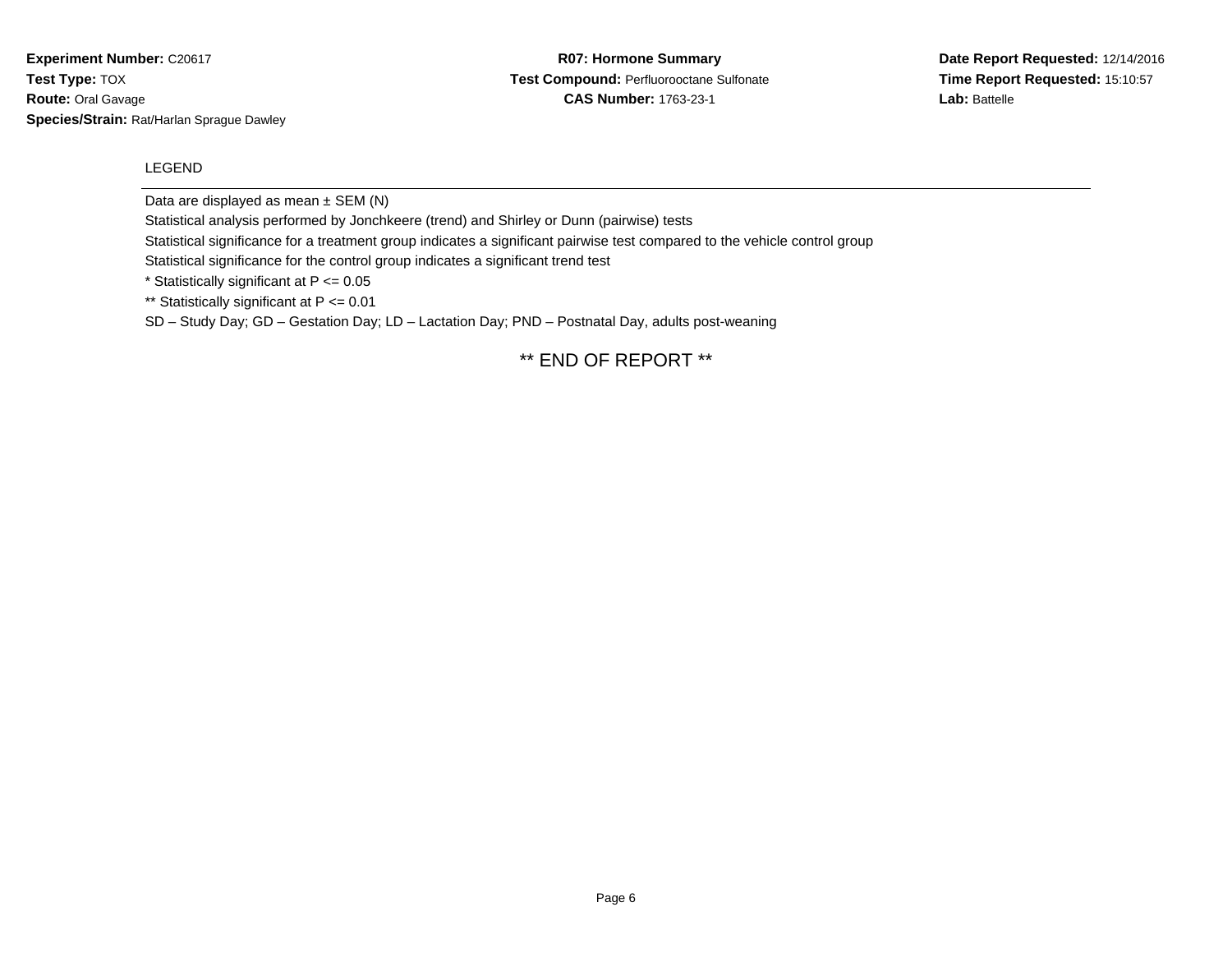**Experiment Number:** C20617
**Test Type:** TOX
**Route:** Oral Gavage
**Species/Strain:** Rat/Harlan Sprague Dawley

**R07: Hormone Summary**
**Test Compound:** Perfluorooctane Sulfonate
**CAS Number:** 1763-23-1

**Date Report Requested:** 12/14/2016
**Time Report Requested:** 15:10:57
**Lab:** Battelle

LEGEND

Data are displayed as mean ± SEM (N)

Statistical analysis performed by Jonchkeere (trend) and Shirley or Dunn (pairwise) tests

Statistical significance for a treatment group indicates a significant pairwise test compared to the vehicle control group

Statistical significance for the control group indicates a significant trend test

* Statistically significant at $P <= 0.05$

** Statistically significant at $P <= 0.01$

SD – Study Day; GD – Gestation Day; LD – Lactation Day; PND – Postnatal Day, adults post-weaning

** END OF REPORT **